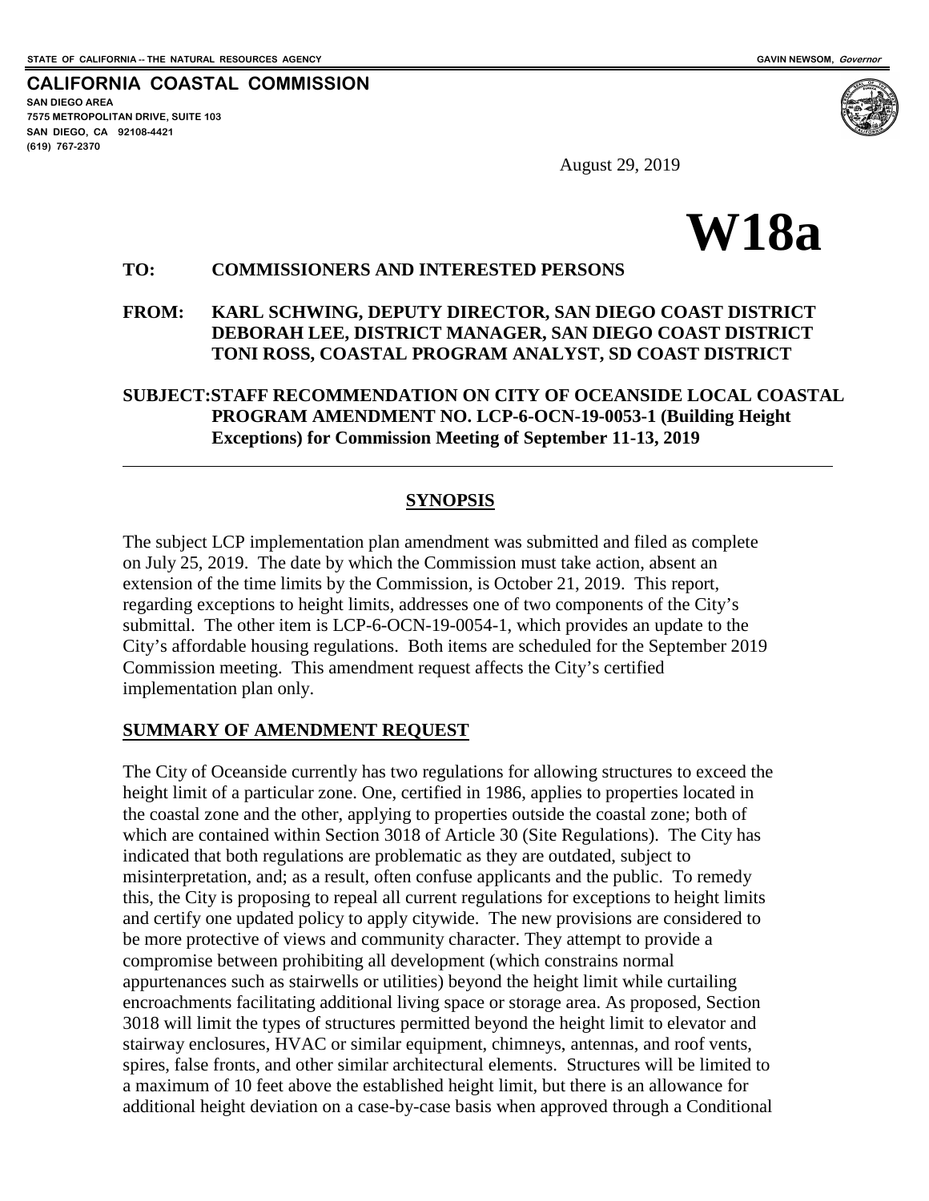STATE OF CALIFORNIA -- THE NATURAL RESOURCES AGENCY GAVIN NEWSOM, *Governor*

**CALIFORNIA COASTAL COMMISSION**
**SAN DIEGO AREA**
**7575 METROPOLITAN DRIVE, SUITE 103**
**SAN DIEGO, CA 92108-4421**
**(619) 767-2370**

August 29, 2019

# W18a

**TO: COMMISSIONERS AND INTERESTED PERSONS**

**FROM: KARL SCHWING, DEPUTY DIRECTOR, SAN DIEGO COAST DISTRICT**
**DEBORAH LEE, DISTRICT MANAGER, SAN DIEGO COAST DISTRICT**
**TONI ROSS, COASTAL PROGRAM ANALYST, SD COAST DISTRICT**

**SUBJECT: STAFF RECOMMENDATION ON CITY OF OCEANSIDE LOCAL COASTAL PROGRAM AMENDMENT NO. LCP-6-OCN-19-0053-1 (Building Height Exceptions) for Commission Meeting of September 11-13, 2019**

---

## SYNOPSIS

The subject LCP implementation plan amendment was submitted and filed as complete on July 25, 2019. The date by which the Commission must take action, absent an extension of the time limits by the Commission, is October 21, 2019. This report, regarding exceptions to height limits, addresses one of two components of the City's submittal. The other item is LCP-6-OCN-19-0054-1, which provides an update to the City's affordable housing regulations. Both items are scheduled for the September 2019 Commission meeting. This amendment request affects the City's certified implementation plan only.

## SUMMARY OF AMENDMENT REQUEST

The City of Oceanside currently has two regulations for allowing structures to exceed the height limit of a particular zone. One, certified in 1986, applies to properties located in the coastal zone and the other, applying to properties outside the coastal zone; both of which are contained within Section 3018 of Article 30 (Site Regulations). The City has indicated that both regulations are problematic as they are outdated, subject to misinterpretation, and; as a result, often confuse applicants and the public. To remedy this, the City is proposing to repeal all current regulations for exceptions to height limits and certify one updated policy to apply citywide. The new provisions are considered to be more protective of views and community character. They attempt to provide a compromise between prohibiting all development (which constrains normal appurtenances such as stairwells or utilities) beyond the height limit while curtailing encroachments facilitating additional living space or storage area. As proposed, Section 3018 will limit the types of structures permitted beyond the height limit to elevator and stairway enclosures, HVAC or similar equipment, chimneys, antennas, and roof vents, spires, false fronts, and other similar architectural elements. Structures will be limited to a maximum of 10 feet above the established height limit, but there is an allowance for additional height deviation on a case-by-case basis when approved through a Conditional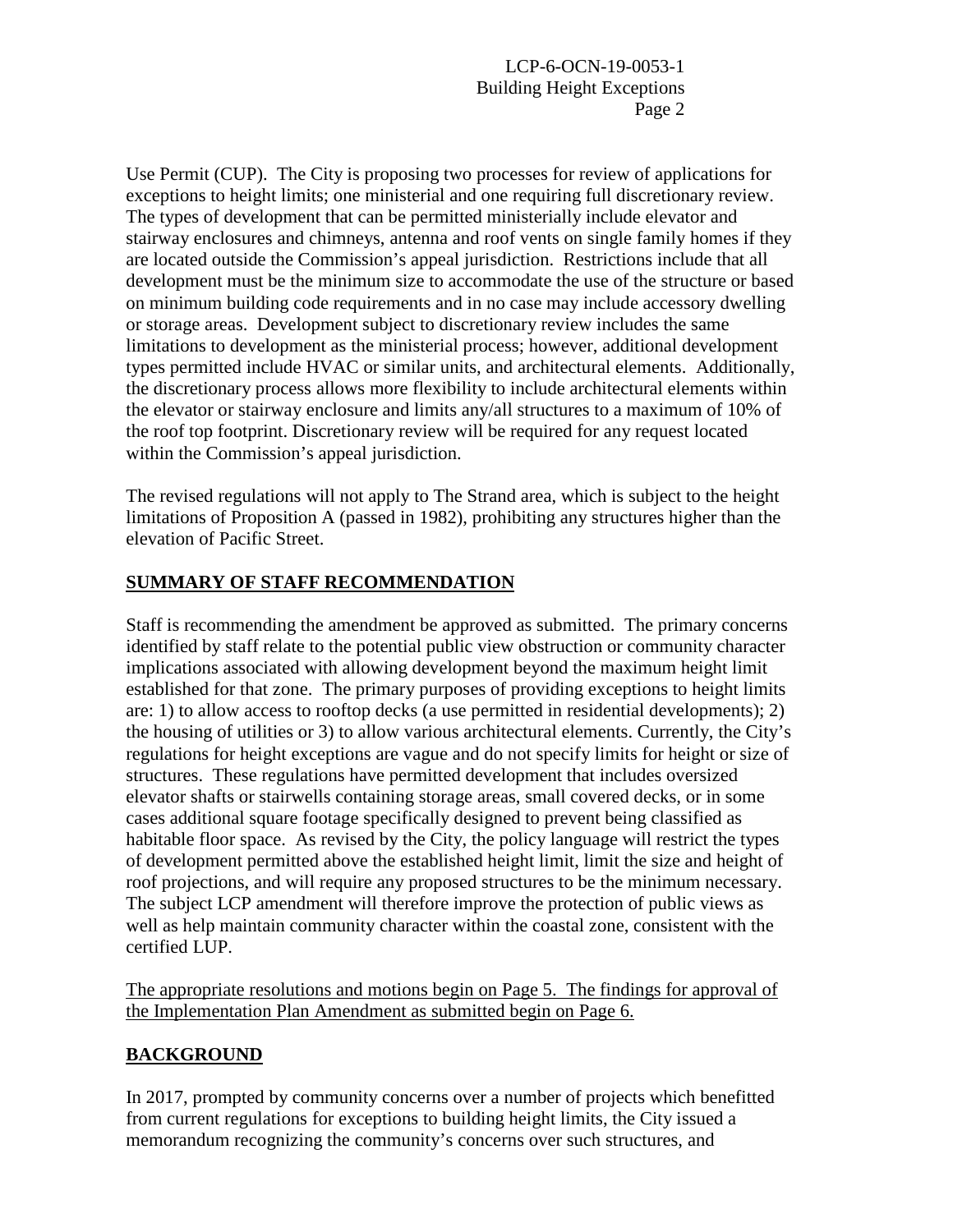Use Permit (CUP). The City is proposing two processes for review of applications for exceptions to height limits; one ministerial and one requiring full discretionary review. The types of development that can be permitted ministerially include elevator and stairway enclosures and chimneys, antenna and roof vents on single family homes if they are located outside the Commission's appeal jurisdiction. Restrictions include that all development must be the minimum size to accommodate the use of the structure or based on minimum building code requirements and in no case may include accessory dwelling or storage areas. Development subject to discretionary review includes the same limitations to development as the ministerial process; however, additional development types permitted include HVAC or similar units, and architectural elements. Additionally, the discretionary process allows more flexibility to include architectural elements within the elevator or stairway enclosure and limits any/all structures to a maximum of 10% of the roof top footprint. Discretionary review will be required for any request located within the Commission's appeal jurisdiction.

The revised regulations will not apply to The Strand area, which is subject to the height limitations of Proposition A (passed in 1982), prohibiting any structures higher than the elevation of Pacific Street.

## SUMMARY OF STAFF RECOMMENDATION

Staff is recommending the amendment be approved as submitted. The primary concerns identified by staff relate to the potential public view obstruction or community character implications associated with allowing development beyond the maximum height limit established for that zone. The primary purposes of providing exceptions to height limits are: 1) to allow access to rooftop decks (a use permitted in residential developments); 2) the housing of utilities or 3) to allow various architectural elements. Currently, the City's regulations for height exceptions are vague and do not specify limits for height or size of structures. These regulations have permitted development that includes oversized elevator shafts or stairwells containing storage areas, small covered decks, or in some cases additional square footage specifically designed to prevent being classified as habitable floor space. As revised by the City, the policy language will restrict the types of development permitted above the established height limit, limit the size and height of roof projections, and will require any proposed structures to be the minimum necessary. The subject LCP amendment will therefore improve the protection of public views as well as help maintain community character within the coastal zone, consistent with the certified LUP.

The appropriate resolutions and motions begin on Page 5. The findings for approval of the Implementation Plan Amendment as submitted begin on Page 6.

## BACKGROUND

In 2017, prompted by community concerns over a number of projects which benefitted from current regulations for exceptions to building height limits, the City issued a memorandum recognizing the community's concerns over such structures, and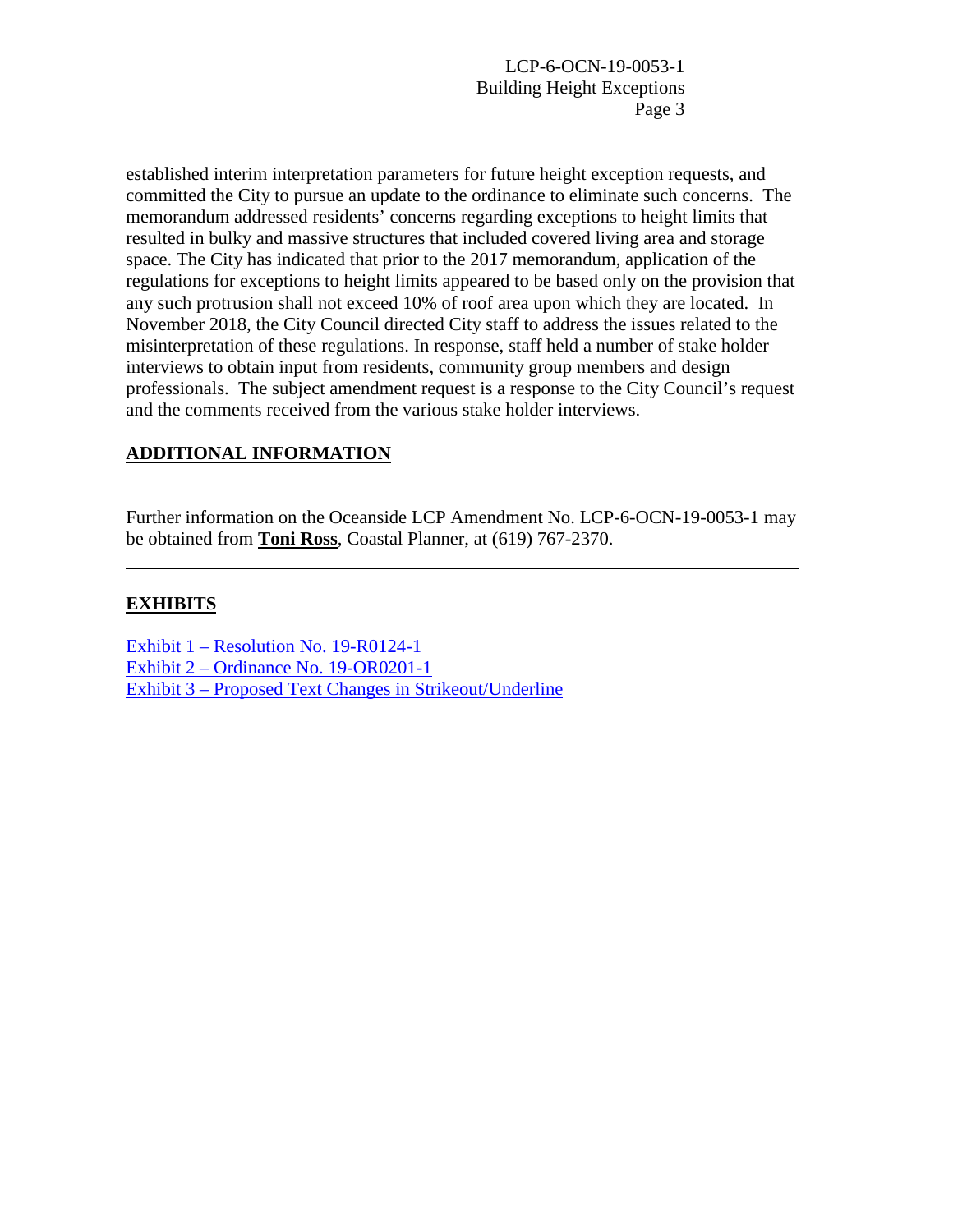established interim interpretation parameters for future height exception requests, and committed the City to pursue an update to the ordinance to eliminate such concerns. The memorandum addressed residents' concerns regarding exceptions to height limits that resulted in bulky and massive structures that included covered living area and storage space. The City has indicated that prior to the 2017 memorandum, application of the regulations for exceptions to height limits appeared to be based only on the provision that any such protrusion shall not exceed 10% of roof area upon which they are located. In November 2018, the City Council directed City staff to address the issues related to the misinterpretation of these regulations. In response, staff held a number of stake holder interviews to obtain input from residents, community group members and design professionals. The subject amendment request is a response to the City Council's request and the comments received from the various stake holder interviews.

## ADDITIONAL INFORMATION

Further information on the Oceanside LCP Amendment No. LCP-6-OCN-19-0053-1 may be obtained from **Toni Ross**, Coastal Planner, at (619) 767-2370.

---

## EXHIBITS

Exhibit 1 – Resolution No. 19-R0124-1
Exhibit 2 – Ordinance No. 19-OR0201-1
Exhibit 3 – Proposed Text Changes in Strikeout/Underline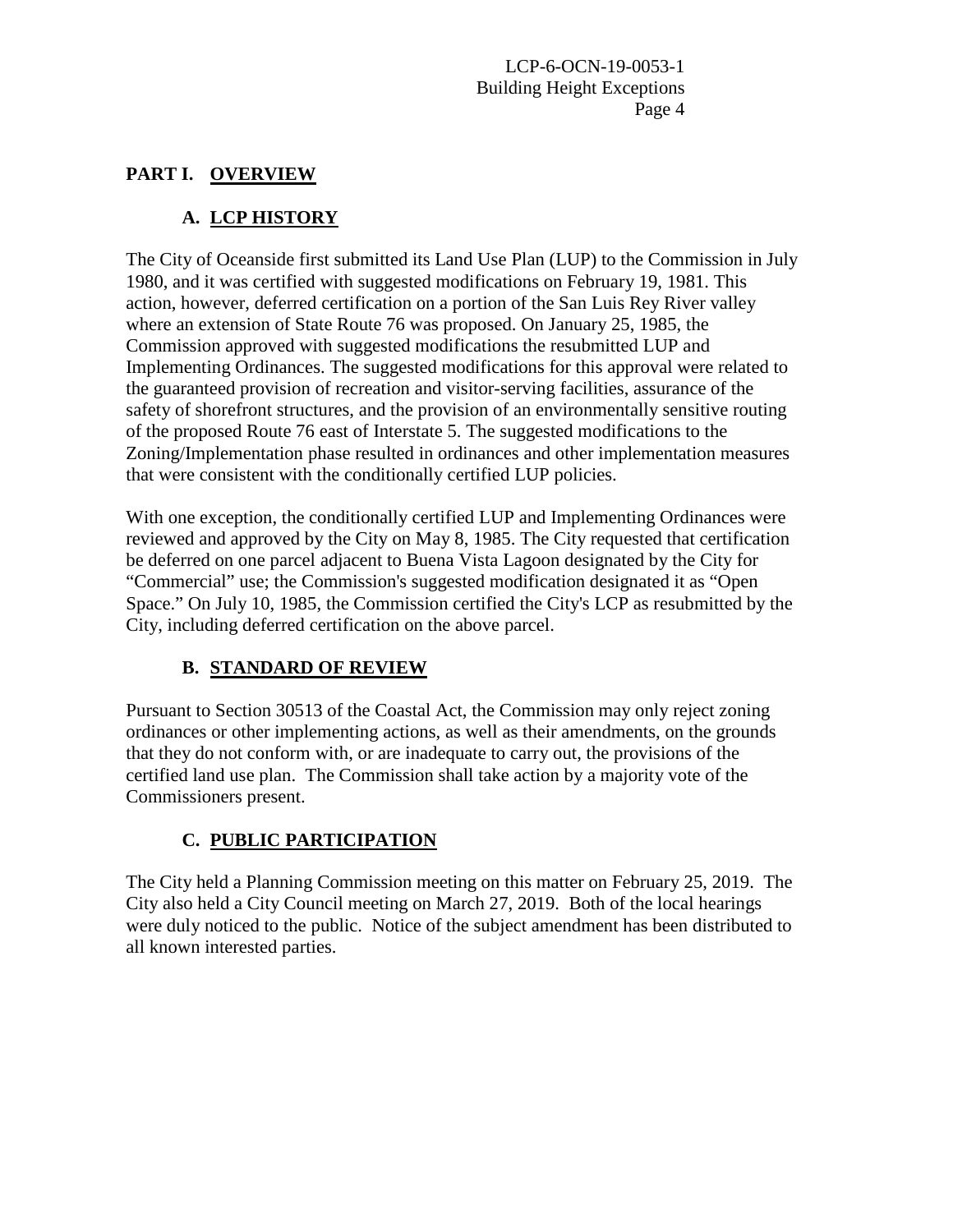## PART I. OVERVIEW

### A. LCP HISTORY

The City of Oceanside first submitted its Land Use Plan (LUP) to the Commission in July 1980, and it was certified with suggested modifications on February 19, 1981. This action, however, deferred certification on a portion of the San Luis Rey River valley where an extension of State Route 76 was proposed. On January 25, 1985, the Commission approved with suggested modifications the resubmitted LUP and Implementing Ordinances. The suggested modifications for this approval were related to the guaranteed provision of recreation and visitor-serving facilities, assurance of the safety of shorefront structures, and the provision of an environmentally sensitive routing of the proposed Route 76 east of Interstate 5. The suggested modifications to the Zoning/Implementation phase resulted in ordinances and other implementation measures that were consistent with the conditionally certified LUP policies.

With one exception, the conditionally certified LUP and Implementing Ordinances were reviewed and approved by the City on May 8, 1985. The City requested that certification be deferred on one parcel adjacent to Buena Vista Lagoon designated by the City for "Commercial" use; the Commission's suggested modification designated it as "Open Space." On July 10, 1985, the Commission certified the City's LCP as resubmitted by the City, including deferred certification on the above parcel.

### B. STANDARD OF REVIEW

Pursuant to Section 30513 of the Coastal Act, the Commission may only reject zoning ordinances or other implementing actions, as well as their amendments, on the grounds that they do not conform with, or are inadequate to carry out, the provisions of the certified land use plan. The Commission shall take action by a majority vote of the Commissioners present.

### C. PUBLIC PARTICIPATION

The City held a Planning Commission meeting on this matter on February 25, 2019. The City also held a City Council meeting on March 27, 2019. Both of the local hearings were duly noticed to the public. Notice of the subject amendment has been distributed to all known interested parties.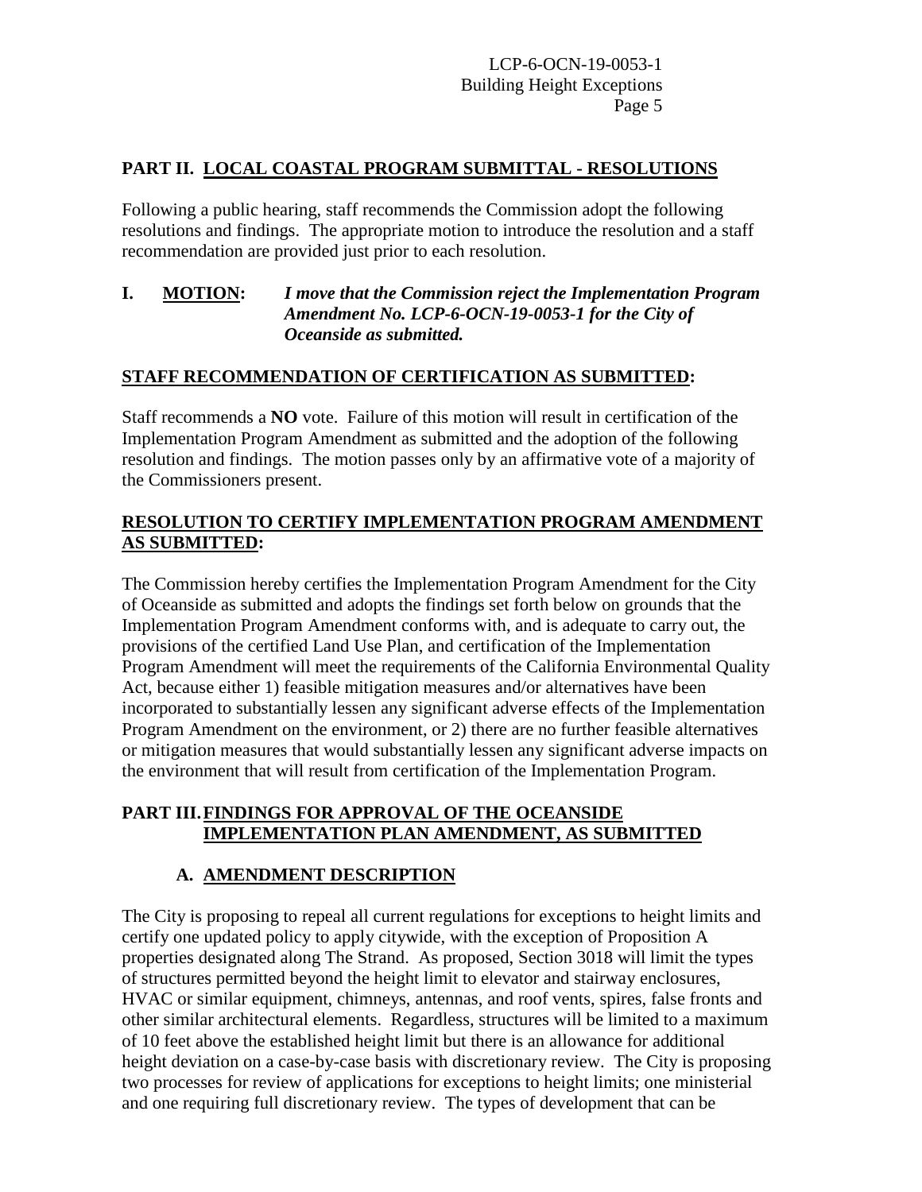## PART II. LOCAL COASTAL PROGRAM SUBMITTAL - RESOLUTIONS

Following a public hearing, staff recommends the Commission adopt the following resolutions and findings. The appropriate motion to introduce the resolution and a staff recommendation are provided just prior to each resolution.

**I. MOTION:** ***I move that the Commission reject the Implementation Program Amendment No. LCP-6-OCN-19-0053-1 for the City of Oceanside as submitted.***

**STAFF RECOMMENDATION OF CERTIFICATION AS SUBMITTED:**

Staff recommends a **NO** vote. Failure of this motion will result in certification of the Implementation Program Amendment as submitted and the adoption of the following resolution and findings. The motion passes only by an affirmative vote of a majority of the Commissioners present.

**RESOLUTION TO CERTIFY IMPLEMENTATION PROGRAM AMENDMENT AS SUBMITTED:**

The Commission hereby certifies the Implementation Program Amendment for the City of Oceanside as submitted and adopts the findings set forth below on grounds that the Implementation Program Amendment conforms with, and is adequate to carry out, the provisions of the certified Land Use Plan, and certification of the Implementation Program Amendment will meet the requirements of the California Environmental Quality Act, because either 1) feasible mitigation measures and/or alternatives have been incorporated to substantially lessen any significant adverse effects of the Implementation Program Amendment on the environment, or 2) there are no further feasible alternatives or mitigation measures that would substantially lessen any significant adverse impacts on the environment that will result from certification of the Implementation Program.

## PART III. FINDINGS FOR APPROVAL OF THE OCEANSIDE IMPLEMENTATION PLAN AMENDMENT, AS SUBMITTED

### A. AMENDMENT DESCRIPTION

The City is proposing to repeal all current regulations for exceptions to height limits and certify one updated policy to apply citywide, with the exception of Proposition A properties designated along The Strand. As proposed, Section 3018 will limit the types of structures permitted beyond the height limit to elevator and stairway enclosures, HVAC or similar equipment, chimneys, antennas, and roof vents, spires, false fronts and other similar architectural elements. Regardless, structures will be limited to a maximum of 10 feet above the established height limit but there is an allowance for additional height deviation on a case-by-case basis with discretionary review. The City is proposing two processes for review of applications for exceptions to height limits; one ministerial and one requiring full discretionary review. The types of development that can be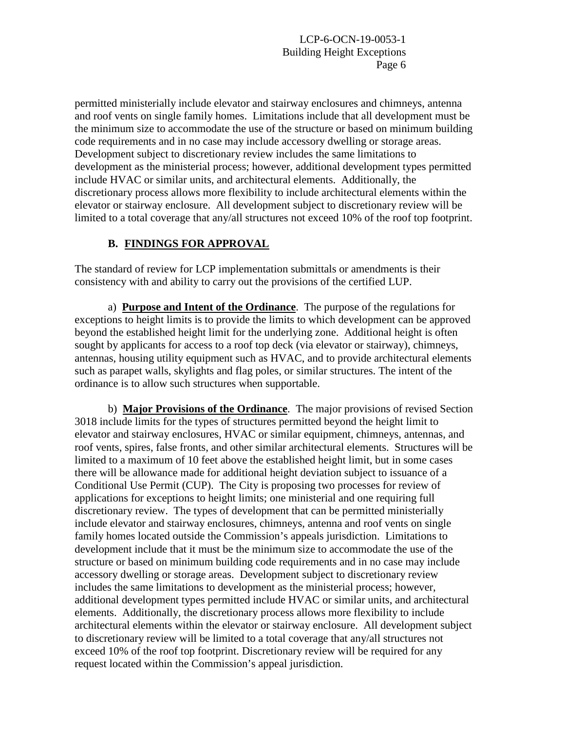permitted ministerially include elevator and stairway enclosures and chimneys, antenna and roof vents on single family homes. Limitations include that all development must be the minimum size to accommodate the use of the structure or based on minimum building code requirements and in no case may include accessory dwelling or storage areas. Development subject to discretionary review includes the same limitations to development as the ministerial process; however, additional development types permitted include HVAC or similar units, and architectural elements. Additionally, the discretionary process allows more flexibility to include architectural elements within the elevator or stairway enclosure. All development subject to discretionary review will be limited to a total coverage that any/all structures not exceed 10% of the roof top footprint.

## B. FINDINGS FOR APPROVAL

The standard of review for LCP implementation submittals or amendments is their consistency with and ability to carry out the provisions of the certified LUP.

a) **Purpose and Intent of the Ordinance**. The purpose of the regulations for exceptions to height limits is to provide the limits to which development can be approved beyond the established height limit for the underlying zone. Additional height is often sought by applicants for access to a roof top deck (via elevator or stairway), chimneys, antennas, housing utility equipment such as HVAC, and to provide architectural elements such as parapet walls, skylights and flag poles, or similar structures. The intent of the ordinance is to allow such structures when supportable.

b) **Major Provisions of the Ordinance**. The major provisions of revised Section 3018 include limits for the types of structures permitted beyond the height limit to elevator and stairway enclosures, HVAC or similar equipment, chimneys, antennas, and roof vents, spires, false fronts, and other similar architectural elements. Structures will be limited to a maximum of 10 feet above the established height limit, but in some cases there will be allowance made for additional height deviation subject to issuance of a Conditional Use Permit (CUP). The City is proposing two processes for review of applications for exceptions to height limits; one ministerial and one requiring full discretionary review. The types of development that can be permitted ministerially include elevator and stairway enclosures, chimneys, antenna and roof vents on single family homes located outside the Commission's appeals jurisdiction. Limitations to development include that it must be the minimum size to accommodate the use of the structure or based on minimum building code requirements and in no case may include accessory dwelling or storage areas. Development subject to discretionary review includes the same limitations to development as the ministerial process; however, additional development types permitted include HVAC or similar units, and architectural elements. Additionally, the discretionary process allows more flexibility to include architectural elements within the elevator or stairway enclosure. All development subject to discretionary review will be limited to a total coverage that any/all structures not exceed 10% of the roof top footprint. Discretionary review will be required for any request located within the Commission's appeal jurisdiction.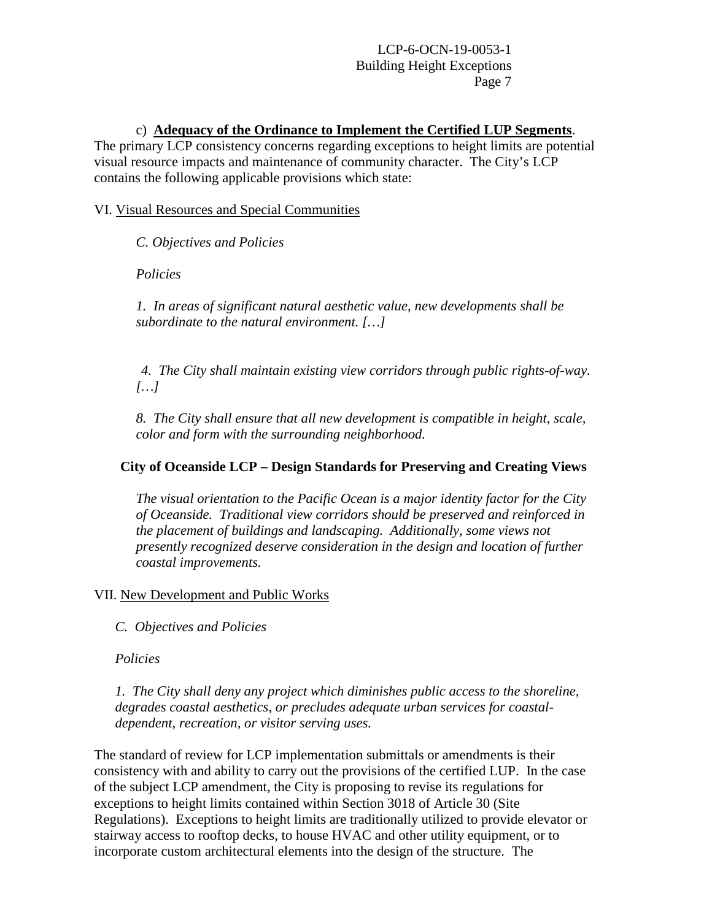c) **Adequacy of the Ordinance to Implement the Certified LUP Segments**. The primary LCP consistency concerns regarding exceptions to height limits are potential visual resource impacts and maintenance of community character. The City's LCP contains the following applicable provisions which state:

VI. Visual Resources and Special Communities

*C. Objectives and Policies*

*Policies*

*1. In areas of significant natural aesthetic value, new developments shall be subordinate to the natural environment. […]*

*4. The City shall maintain existing view corridors through public rights-of-way. […]*

*8. The City shall ensure that all new development is compatible in height, scale, color and form with the surrounding neighborhood.*

**City of Oceanside LCP – Design Standards for Preserving and Creating Views**

*The visual orientation to the Pacific Ocean is a major identity factor for the City of Oceanside. Traditional view corridors should be preserved and reinforced in the placement of buildings and landscaping. Additionally, some views not presently recognized deserve consideration in the design and location of further coastal improvements.*

VII. New Development and Public Works

*C. Objectives and Policies*

*Policies*

*1. The City shall deny any project which diminishes public access to the shoreline, degrades coastal aesthetics, or precludes adequate urban services for coastal-dependent, recreation, or visitor serving uses.*

The standard of review for LCP implementation submittals or amendments is their consistency with and ability to carry out the provisions of the certified LUP. In the case of the subject LCP amendment, the City is proposing to revise its regulations for exceptions to height limits contained within Section 3018 of Article 30 (Site Regulations). Exceptions to height limits are traditionally utilized to provide elevator or stairway access to rooftop decks, to house HVAC and other utility equipment, or to incorporate custom architectural elements into the design of the structure. The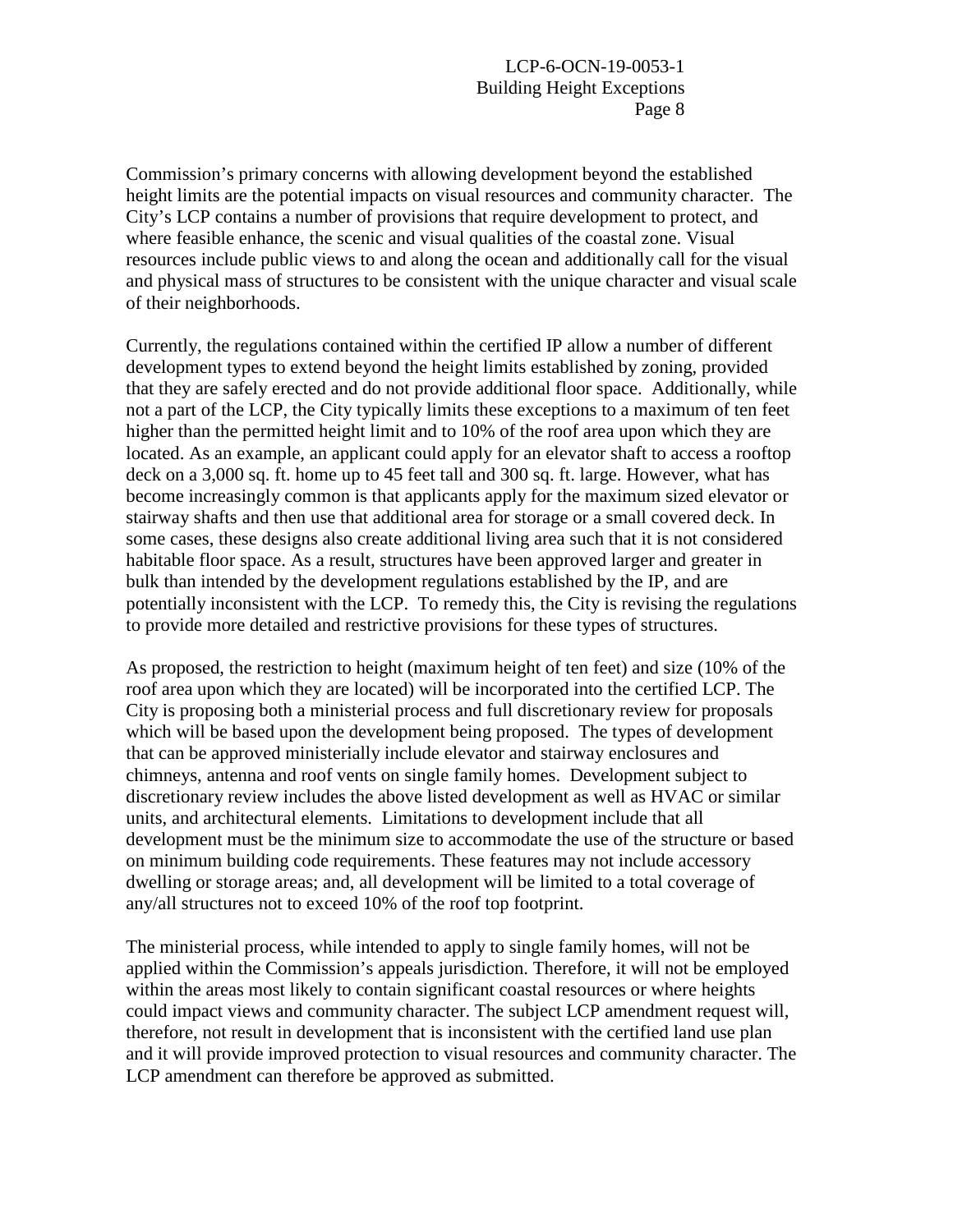Commission's primary concerns with allowing development beyond the established height limits are the potential impacts on visual resources and community character. The City's LCP contains a number of provisions that require development to protect, and where feasible enhance, the scenic and visual qualities of the coastal zone. Visual resources include public views to and along the ocean and additionally call for the visual and physical mass of structures to be consistent with the unique character and visual scale of their neighborhoods.

Currently, the regulations contained within the certified IP allow a number of different development types to extend beyond the height limits established by zoning, provided that they are safely erected and do not provide additional floor space. Additionally, while not a part of the LCP, the City typically limits these exceptions to a maximum of ten feet higher than the permitted height limit and to 10% of the roof area upon which they are located. As an example, an applicant could apply for an elevator shaft to access a rooftop deck on a 3,000 sq. ft. home up to 45 feet tall and 300 sq. ft. large. However, what has become increasingly common is that applicants apply for the maximum sized elevator or stairway shafts and then use that additional area for storage or a small covered deck. In some cases, these designs also create additional living area such that it is not considered habitable floor space. As a result, structures have been approved larger and greater in bulk than intended by the development regulations established by the IP, and are potentially inconsistent with the LCP. To remedy this, the City is revising the regulations to provide more detailed and restrictive provisions for these types of structures.

As proposed, the restriction to height (maximum height of ten feet) and size (10% of the roof area upon which they are located) will be incorporated into the certified LCP. The City is proposing both a ministerial process and full discretionary review for proposals which will be based upon the development being proposed. The types of development that can be approved ministerially include elevator and stairway enclosures and chimneys, antenna and roof vents on single family homes. Development subject to discretionary review includes the above listed development as well as HVAC or similar units, and architectural elements. Limitations to development include that all development must be the minimum size to accommodate the use of the structure or based on minimum building code requirements. These features may not include accessory dwelling or storage areas; and, all development will be limited to a total coverage of any/all structures not to exceed 10% of the roof top footprint.

The ministerial process, while intended to apply to single family homes, will not be applied within the Commission's appeals jurisdiction. Therefore, it will not be employed within the areas most likely to contain significant coastal resources or where heights could impact views and community character. The subject LCP amendment request will, therefore, not result in development that is inconsistent with the certified land use plan and it will provide improved protection to visual resources and community character. The LCP amendment can therefore be approved as submitted.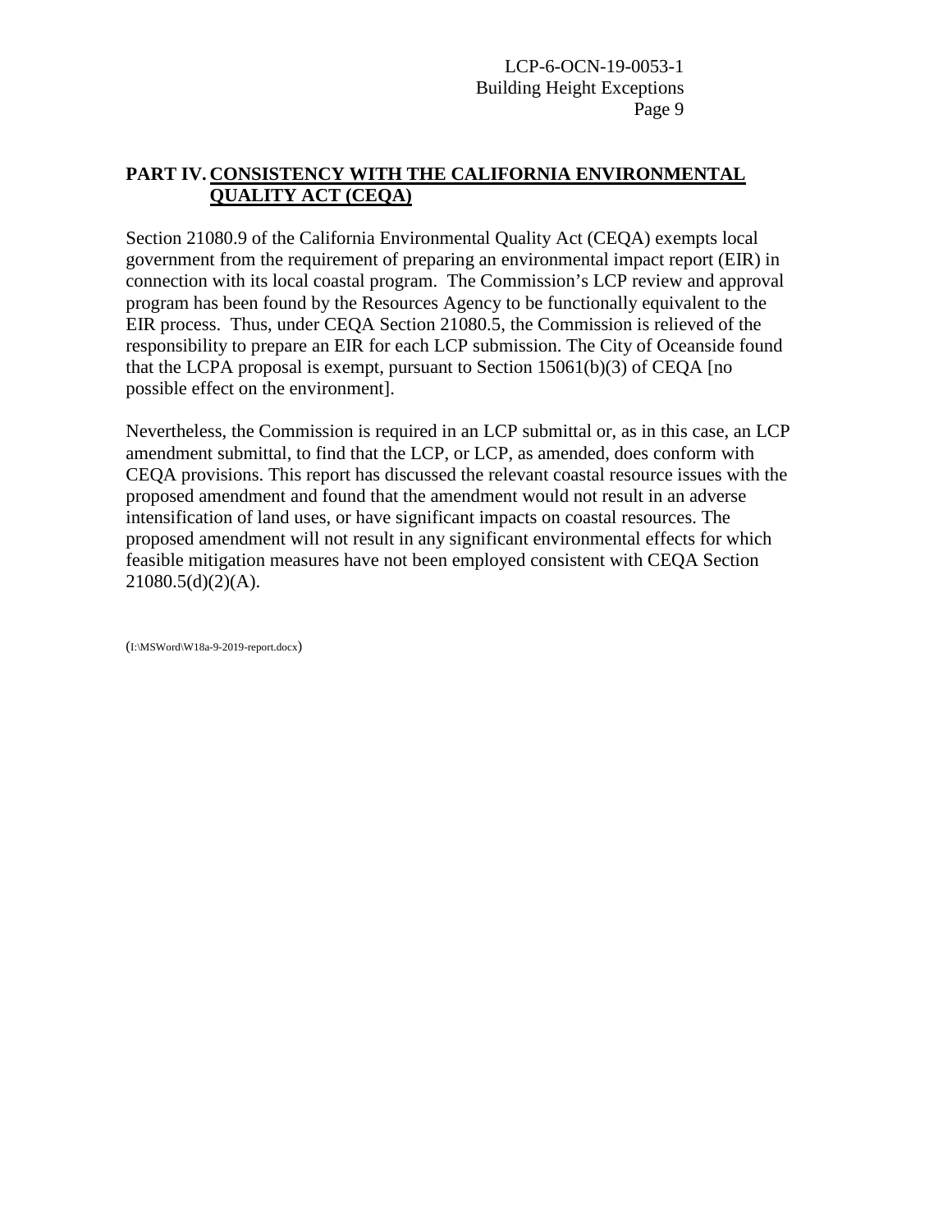## PART IV. CONSISTENCY WITH THE CALIFORNIA ENVIRONMENTAL QUALITY ACT (CEQA)

Section 21080.9 of the California Environmental Quality Act (CEQA) exempts local government from the requirement of preparing an environmental impact report (EIR) in connection with its local coastal program. The Commission's LCP review and approval program has been found by the Resources Agency to be functionally equivalent to the EIR process. Thus, under CEQA Section 21080.5, the Commission is relieved of the responsibility to prepare an EIR for each LCP submission. The City of Oceanside found that the LCPA proposal is exempt, pursuant to Section 15061(b)(3) of CEQA [no possible effect on the environment].

Nevertheless, the Commission is required in an LCP submittal or, as in this case, an LCP amendment submittal, to find that the LCP, or LCP, as amended, does conform with CEQA provisions. This report has discussed the relevant coastal resource issues with the proposed amendment and found that the amendment would not result in an adverse intensification of land uses, or have significant impacts on coastal resources. The proposed amendment will not result in any significant environmental effects for which feasible mitigation measures have not been employed consistent with CEQA Section 21080.5(d)(2)(A).

(I:\MSWord\W18a-9-2019-report.docx)